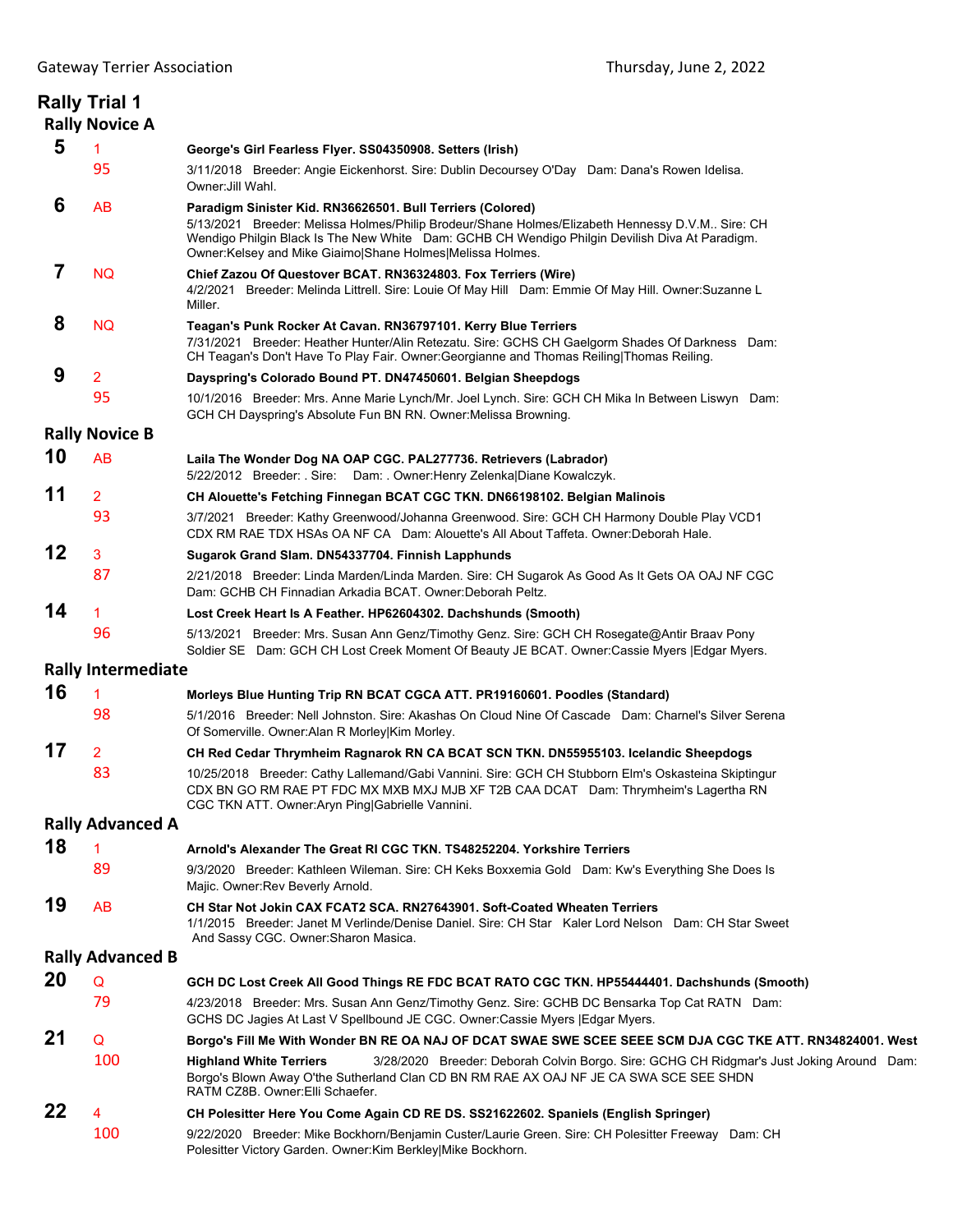Gateway Terrier Association — Thursday, June 2, 2022

# Rally Trial 1

## Rally Novice A

**5** — 1 — 95

**George's Girl Fearless Flyer. SS04350908. Setters (Irish)**
3/11/2018 Breeder: Angie Eickenhorst. Sire: Dublin Decoursey O'Day Dam: Dana's Rowen Idelisa. Owner:Jill Wahl.

**6** — AB

**Paradigm Sinister Kid. RN36626501. Bull Terriers (Colored)**
5/13/2021 Breeder: Melissa Holmes/Philip Brodeur/Shane Holmes/Elizabeth Hennessy D.V.M.. Sire: CH Wendigo Philgin Black Is The New White Dam: GCHB CH Wendigo Philgin Devilish Diva At Paradigm. Owner:Kelsey and Mike Giaimo|Shane Holmes|Melissa Holmes.

**7** — NQ

**Chief Zazou Of Questover BCAT. RN36324803. Fox Terriers (Wire)**
4/2/2021 Breeder: Melinda Littrell. Sire: Louie Of May Hill Dam: Emmie Of May Hill. Owner:Suzanne L Miller.

**8** — NQ

**Teagan's Punk Rocker At Cavan. RN36797101. Kerry Blue Terriers**
7/31/2021 Breeder: Heather Hunter/Alin Retezatu. Sire: GCHS CH Gaelgorm Shades Of Darkness Dam: CH Teagan's Don't Have To Play Fair. Owner:Georgianne and Thomas Reiling|Thomas Reiling.

**9** — 2 — 95

**Dayspring's Colorado Bound PT. DN47450601. Belgian Sheepdogs**
10/1/2016 Breeder: Mrs. Anne Marie Lynch/Mr. Joel Lynch. Sire: GCH CH Mika In Between Liswyn Dam: GCH CH Dayspring's Absolute Fun BN RN. Owner:Melissa Browning.

## Rally Novice B

**10** — AB

**Laila The Wonder Dog NA OAP CGC. PAL277736. Retrievers (Labrador)**
5/22/2012 Breeder: . Sire: Dam: . Owner:Henry Zelenka|Diane Kowalczyk.

**11** — 2 — 93

**CH Alouette's Fetching Finnegan BCAT CGC TKN. DN66198102. Belgian Malinois**
3/7/2021 Breeder: Kathy Greenwood/Johanna Greenwood. Sire: GCH CH Harmony Double Play VCD1 CDX RM RAE TDX HSAs OA NF CA Dam: Alouette's All About Taffeta. Owner:Deborah Hale.

**12** — 3 — 87

**Sugarok Grand Slam. DN54337704. Finnish Lapphunds**
2/21/2018 Breeder: Linda Marden/Linda Marden. Sire: CH Sugarok As Good As It Gets OA OAJ NF CGC Dam: GCHB CH Finnadian Arkadia BCAT. Owner:Deborah Peltz.

**14** — 1 — 96

**Lost Creek Heart Is A Feather. HP62604302. Dachshunds (Smooth)**
5/13/2021 Breeder: Mrs. Susan Ann Genz/Timothy Genz. Sire: GCH CH Rosegate@Antir Braav Pony Soldier SE Dam: GCH CH Lost Creek Moment Of Beauty JE BCAT. Owner:Cassie Myers |Edgar Myers.

## Rally Intermediate

**16** — 1 — 98

**Morleys Blue Hunting Trip RN BCAT CGCA ATT. PR19160601. Poodles (Standard)**
5/1/2016 Breeder: Nell Johnston. Sire: Akashas On Cloud Nine Of Cascade Dam: Charnel's Silver Serena Of Somerville. Owner:Alan R Morley|Kim Morley.

**17** — 2 — 83

**CH Red Cedar Thrymheim Ragnarok RN CA BCAT SCN TKN. DN55955103. Icelandic Sheepdogs**
10/25/2018 Breeder: Cathy Lallemand/Gabi Vannini. Sire: GCH CH Stubborn Elm's Oskasteina Skiptingur CDX BN GO RM RAE PT FDC MX MXB MXJ MJB XF T2B CAA DCAT Dam: Thrymheim's Lagertha RN CGC TKN ATT. Owner:Aryn Ping|Gabrielle Vannini.

## Rally Advanced A

**18** — 1 — 89

**Arnold's Alexander The Great RI CGC TKN. TS48252204. Yorkshire Terriers**
9/3/2020 Breeder: Kathleen Wileman. Sire: CH Keks Boxxemia Gold Dam: Kw's Everything She Does Is Majic. Owner:Rev Beverly Arnold.

**19** — AB

**CH Star Not Jokin CAX FCAT2 SCA. RN27643901. Soft-Coated Wheaten Terriers**
1/1/2015 Breeder: Janet M Verlinde/Denise Daniel. Sire: CH Star Kaler Lord Nelson Dam: CH Star Sweet And Sassy CGC. Owner:Sharon Masica.

## Rally Advanced B

**20** — Q — 79

**GCH DC Lost Creek All Good Things RE FDC BCAT RATO CGC TKN. HP55444401. Dachshunds (Smooth)**
4/23/2018 Breeder: Mrs. Susan Ann Genz/Timothy Genz. Sire: GCHB DC Bensarka Top Cat RATN Dam: GCHS DC Jagies At Last V Spellbound JE CGC. Owner:Cassie Myers |Edgar Myers.

**21** — Q — 100

**Borgo's Fill Me With Wonder BN RE OA NAJ OF DCAT SWAE SWE SCEE SEEE SCM DJA CGC TKE ATT. RN34824001. West Highland White Terriers**
3/28/2020 Breeder: Deborah Colvin Borgo. Sire: GCHG CH Ridgmar's Just Joking Around Dam: Borgo's Blown Away O'the Sutherland Clan CD BN RM RAE AX OAJ NF JE CA SWA SCE SEE SHDN RATM CZ8B. Owner:Elli Schaefer.

**22** — 4 — 100

**CH Polesitter Here You Come Again CD RE DS. SS21622602. Spaniels (English Springer)**
9/22/2020 Breeder: Mike Bockhorn/Benjamin Custer/Laurie Green. Sire: CH Polesitter Freeway Dam: CH Polesitter Victory Garden. Owner:Kim Berkley|Mike Bockhorn.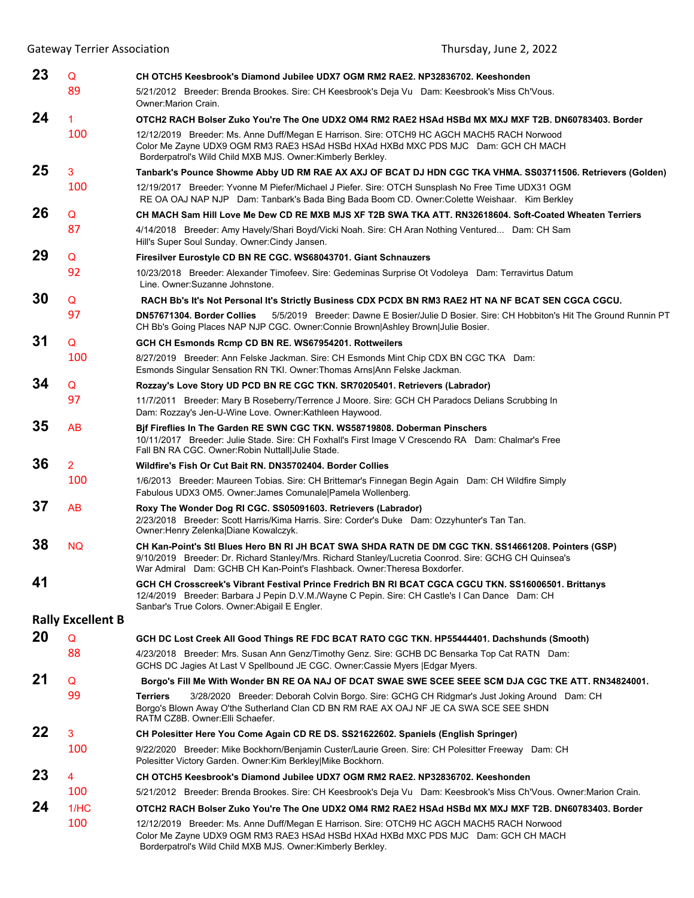**23** Q 89
**CH OTCH5 Keesbrook's Diamond Jubilee UDX7 OGM RM2 RAE2. NP32836702. Keeshonden**
5/21/2012 Breeder: Brenda Brookes. Sire: CH Keesbrook's Deja Vu Dam: Keesbrook's Miss Ch'Vous. Owner:Marion Crain.

**24** 1 100
**OTCH2 RACH Bolser Zuko You're The One UDX2 OM4 RM2 RAE2 HSAd HSBd MX MXJ MXF T2B. DN60783403. Border**
12/12/2019 Breeder: Ms. Anne Duff/Megan E Harrison. Sire: OTCH9 HC AGCH MACH5 RACH Norwood Color Me Zayne UDX9 OGM RM3 RAE3 HSAd HSBd HXAd HXBd MXC PDS MJC Dam: GCH CH MACH Borderpatrol's Wild Child MXB MJS. Owner:Kimberly Berkley.

**25** 3 100
**Tanbark's Pounce Showme Abby UD RM RAE AX AXJ OF BCAT DJ HDN CGC TKA VHMA. SS03711506. Retrievers (Golden)**
12/19/2017 Breeder: Yvonne M Piefer/Michael J Piefer. Sire: OTCH Sunsplash No Free Time UDX31 OGM RE OA OAJ NAP NJP Dam: Tanbark's Bada Bing Bada Boom CD. Owner:Colette Weishaar. Kim Berkley

**26** Q 87
**CH MACH Sam Hill Love Me Dew CD RE MXB MJS XF T2B SWA TKA ATT. RN32618604. Soft-Coated Wheaten Terriers**
4/14/2018 Breeder: Amy Havely/Shari Boyd/Vicki Noah. Sire: CH Aran Nothing Ventured... Dam: CH Sam Hill's Super Soul Sunday. Owner:Cindy Jansen.

**29** Q 92
**Firesilver Eurostyle CD BN RE CGC. WS68043701. Giant Schnauzers**
10/23/2018 Breeder: Alexander Timofeev. Sire: Gedeminas Surprise Ot Vodoleya Dam: Terravirtus Datum Line. Owner:Suzanne Johnstone.

**30** Q 97
**RACH Bb's It's Not Personal It's Strictly Business CDX PCDX BN RM3 RAE2 HT NA NF BCAT SEN CGCA CGCU. DN57671304. Border Collies**
5/5/2019 Breeder: Dawne E Bosier/Julie D Bosier. Sire: CH Hobbiton's Hit The Ground Runnin PT CH Bb's Going Places NAP NJP CGC. Owner:Connie Brown|Ashley Brown|Julie Bosier.

**31** Q 100
**GCH CH Esmonds Rcmp CD BN RE. WS67954201. Rottweilers**
8/27/2019 Breeder: Ann Felske Jackman. Sire: CH Esmonds Mint Chip CDX BN CGC TKA Dam: Esmonds Singular Sensation RN TKI. Owner:Thomas Arns|Ann Felske Jackman.

**34** Q 97
**Rozzay's Love Story UD PCD BN RE CGC TKN. SR70205401. Retrievers (Labrador)**
11/7/2011 Breeder: Mary B Roseberry/Terrence J Moore. Sire: GCH CH Paradocs Delians Scrubbing In Dam: Rozzay's Jen-U-Wine Love. Owner:Kathleen Haywood.

**35** AB
**Bjf Fireflies In The Garden RE SWN CGC TKN. WS58719808. Doberman Pinschers**
10/11/2017 Breeder: Julie Stade. Sire: CH Foxhall's First Image V Crescendo RA Dam: Chalmar's Free Fall BN RA CGC. Owner:Robin Nuttall|Julie Stade.

**36** 2 100
**Wildfire's Fish Or Cut Bait RN. DN35702404. Border Collies**
1/6/2013 Breeder: Maureen Tobias. Sire: CH Brittemar's Finnegan Begin Again Dam: CH Wildfire Simply Fabulous UDX3 OM5. Owner:James Comunale|Pamela Wollenberg.

**37** AB
**Roxy The Wonder Dog RI CGC. SS05091603. Retrievers (Labrador)**
2/23/2018 Breeder: Scott Harris/Kima Harris. Sire: Corder's Duke Dam: Ozzyhunter's Tan Tan. Owner:Henry Zelenka|Diane Kowalczyk.

**38** NQ
**CH Kan-Point's Stl Blues Hero BN RI JH BCAT SWA SHDA RATN DE DM CGC TKN. SS14661208. Pointers (GSP)**
9/10/2019 Breeder: Dr. Richard Stanley/Mrs. Richard Stanley/Lucretia Coonrod. Sire: GCHG CH Quinsea's War Admiral Dam: GCHB CH Kan-Point's Flashback. Owner:Theresa Boxdorfer.

**41**
**GCH CH Crosscreek's Vibrant Festival Prince Fredrich BN RI BCAT CGCA CGCU TKN. SS16006501. Brittanys**
12/4/2019 Breeder: Barbara J Pepin D.V.M./Wayne C Pepin. Sire: CH Castle's I Can Dance Dam: CH Sanbar's True Colors. Owner:Abigail E Engler.

## Rally Excellent B

**20** Q 88
**GCH DC Lost Creek All Good Things RE FDC BCAT RATO CGC TKN. HP55444401. Dachshunds (Smooth)**
4/23/2018 Breeder: Mrs. Susan Ann Genz/Timothy Genz. Sire: GCHB DC Bensarka Top Cat RATN Dam: GCHS DC Jagies At Last V Spellbound JE CGC. Owner:Cassie Myers |Edgar Myers.

**21** Q 99
**Borgo's Fill Me With Wonder BN RE OA NAJ OF DCAT SWAE SWE SCEE SEEE SCM DJA CGC TKE ATT. RN34824001. Terriers**
3/28/2020 Breeder: Deborah Colvin Borgo. Sire: GCHG CH Ridgmar's Just Joking Around Dam: CH Borgo's Blown Away O'the Sutherland Clan CD BN RM RAE AX OAJ NF JE CA SWA SCE SEE SHDN RATM CZ8B. Owner:Elli Schaefer.

**22** 3 100
**CH Polesitter Here You Come Again CD RE DS. SS21622602. Spaniels (English Springer)**
9/22/2020 Breeder: Mike Bockhorn/Benjamin Custer/Laurie Green. Sire: CH Polesitter Freeway Dam: CH Polesitter Victory Garden. Owner:Kim Berkley|Mike Bockhorn.

**23** 4 100
**CH OTCH5 Keesbrook's Diamond Jubilee UDX7 OGM RM2 RAE2. NP32836702. Keeshonden**
5/21/2012 Breeder: Brenda Brookes. Sire: CH Keesbrook's Deja Vu Dam: Keesbrook's Miss Ch'Vous. Owner:Marion Crain.

**24** 1/HC 100
**OTCH2 RACH Bolser Zuko You're The One UDX2 OM4 RM2 RAE2 HSAd HSBd MX MXJ MXF T2B. DN60783403. Border**
12/12/2019 Breeder: Ms. Anne Duff/Megan E Harrison. Sire: OTCH9 HC AGCH MACH5 RACH Norwood Color Me Zayne UDX9 OGM RM3 RAE3 HSAd HSBd HXAd HXBd MXC PDS MJC Dam: GCH CH MACH Borderpatrol's Wild Child MXB MJS. Owner:Kimberly Berkley.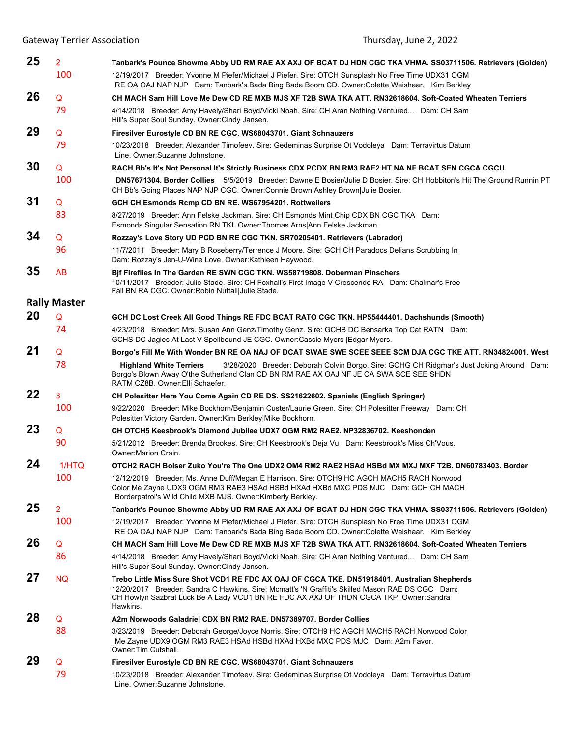**25** 2 100

**Tanbark's Pounce Showme Abby UD RM RAE AX AXJ OF BCAT DJ HDN CGC TKA VHMA. SS03711506. Retrievers (Golden)**
12/19/2017 Breeder: Yvonne M Piefer/Michael J Piefer. Sire: OTCH Sunsplash No Free Time UDX31 OGM RE OA OAJ NAP NJP Dam: Tanbark's Bada Bing Bada Boom CD. Owner:Colette Weishaar. Kim Berkley

**26** Q 79

**CH MACH Sam Hill Love Me Dew CD RE MXB MJS XF T2B SWA TKA ATT. RN32618604. Soft-Coated Wheaten Terriers**
4/14/2018 Breeder: Amy Havely/Shari Boyd/Vicki Noah. Sire: CH Aran Nothing Ventured... Dam: CH Sam Hill's Super Soul Sunday. Owner:Cindy Jansen.

**29** Q 79

**Firesilver Eurostyle CD BN RE CGC. WS68043701. Giant Schnauzers**
10/23/2018 Breeder: Alexander Timofeev. Sire: Gedeminas Surprise Ot Vodoleya Dam: Terravirtus Datum Line. Owner:Suzanne Johnstone.

**30** Q 100

**RACH Bb's It's Not Personal It's Strictly Business CDX PCDX BN RM3 RAE2 HT NA NF BCAT SEN CGCA CGCU. DN57671304. Border Collies**
5/5/2019 Breeder: Dawne E Bosier/Julie D Bosier. Sire: CH Hobbiton's Hit The Ground Runnin PT CH Bb's Going Places NAP NJP CGC. Owner:Connie Brown|Ashley Brown|Julie Bosier.

**31** Q 83

**GCH CH Esmonds Rcmp CD BN RE. WS67954201. Rottweilers**
8/27/2019 Breeder: Ann Felske Jackman. Sire: CH Esmonds Mint Chip CDX BN CGC TKA Dam: Esmonds Singular Sensation RN TKI. Owner:Thomas Arns|Ann Felske Jackman.

**34** Q 96

**Rozzay's Love Story UD PCD BN RE CGC TKN. SR70205401. Retrievers (Labrador)**
11/7/2011 Breeder: Mary B Roseberry/Terrence J Moore. Sire: GCH CH Paradocs Delians Scrubbing In Dam: Rozzay's Jen-U-Wine Love. Owner:Kathleen Haywood.

**35** AB

**Bjf Fireflies In The Garden RE SWN CGC TKN. WS58719808. Doberman Pinschers**
10/11/2017 Breeder: Julie Stade. Sire: CH Foxhall's First Image V Crescendo RA Dam: Chalmar's Free Fall BN RA CGC. Owner:Robin Nuttall|Julie Stade.

## Rally Master

**20** Q 74

**GCH DC Lost Creek All Good Things RE FDC BCAT RATO CGC TKN. HP55444401. Dachshunds (Smooth)**
4/23/2018 Breeder: Mrs. Susan Ann Genz/Timothy Genz. Sire: GCHB DC Bensarka Top Cat RATN Dam: GCHS DC Jagies At Last V Spellbound JE CGC. Owner:Cassie Myers |Edgar Myers.

**21** Q 78

**Borgo's Fill Me With Wonder BN RE OA NAJ OF DCAT SWAE SWE SCEE SEEE SCM DJA CGC TKE ATT. RN34824001. West Highland White Terriers**
3/28/2020 Breeder: Deborah Colvin Borgo. Sire: GCHG CH Ridgmar's Just Joking Around Dam: Borgo's Blown Away O'the Sutherland Clan CD BN RM RAE AX OAJ NF JE CA SWA SCE SEE SHDN RATM CZ8B. Owner:Elli Schaefer.

**22** 3 100

**CH Polesitter Here You Come Again CD RE DS. SS21622602. Spaniels (English Springer)**
9/22/2020 Breeder: Mike Bockhorn/Benjamin Custer/Laurie Green. Sire: CH Polesitter Freeway Dam: CH Polesitter Victory Garden. Owner:Kim Berkley|Mike Bockhorn.

**23** Q 90

**CH OTCH5 Keesbrook's Diamond Jubilee UDX7 OGM RM2 RAE2. NP32836702. Keeshonden**
5/21/2012 Breeder: Brenda Brookes. Sire: CH Keesbrook's Deja Vu Dam: Keesbrook's Miss Ch'Vous. Owner:Marion Crain.

**24** 1/HTQ 100

**OTCH2 RACH Bolser Zuko You're The One UDX2 OM4 RM2 RAE2 HSAd HSBd MX MXJ MXF T2B. DN60783403. Border**
12/12/2019 Breeder: Ms. Anne Duff/Megan E Harrison. Sire: OTCH9 HC AGCH MACH5 RACH Norwood Color Me Zayne UDX9 OGM RM3 RAE3 HSAd HSBd HXAd HXBd MXC PDS MJC Dam: GCH CH MACH Borderpatrol's Wild Child MXB MJS. Owner:Kimberly Berkley.

**25** 2 100

**Tanbark's Pounce Showme Abby UD RM RAE AX AXJ OF BCAT DJ HDN CGC TKA VHMA. SS03711506. Retrievers (Golden)**
12/19/2017 Breeder: Yvonne M Piefer/Michael J Piefer. Sire: OTCH Sunsplash No Free Time UDX31 OGM RE OA OAJ NAP NJP Dam: Tanbark's Bada Bing Bada Boom CD. Owner:Colette Weishaar. Kim Berkley

**26** Q 86

**CH MACH Sam Hill Love Me Dew CD RE MXB MJS XF T2B SWA TKA ATT. RN32618604. Soft-Coated Wheaten Terriers**
4/14/2018 Breeder: Amy Havely/Shari Boyd/Vicki Noah. Sire: CH Aran Nothing Ventured... Dam: CH Sam Hill's Super Soul Sunday. Owner:Cindy Jansen.

**27** NQ

**Trebo Little Miss Sure Shot VCD1 RE FDC AX OAJ OF CGCA TKE. DN51918401. Australian Shepherds**
12/20/2017 Breeder: Sandra C Hawkins. Sire: Mcmatt's 'N Graffiti's Skilled Mason RAE DS CGC Dam: CH Howlyn Sazbrat Luck Be A Lady VCD1 BN RE FDC AX AXJ OF THDN CGCA TKP. Owner:Sandra Hawkins.

**28** Q 88

**A2m Norwoods Galadriel CDX BN RM2 RAE. DN57389707. Border Collies**
3/23/2019 Breeder: Deborah George/Joyce Norris. Sire: OTCH9 HC AGCH MACH5 RACH Norwood Color Me Zayne UDX9 OGM RM3 RAE3 HSAd HSBd HXAd HXBd MXC PDS MJC Dam: A2m Favor. Owner:Tim Cutshall.

**29** Q 79

**Firesilver Eurostyle CD BN RE CGC. WS68043701. Giant Schnauzers**
10/23/2018 Breeder: Alexander Timofeev. Sire: Gedeminas Surprise Ot Vodoleya Dam: Terravirtus Datum Line. Owner:Suzanne Johnstone.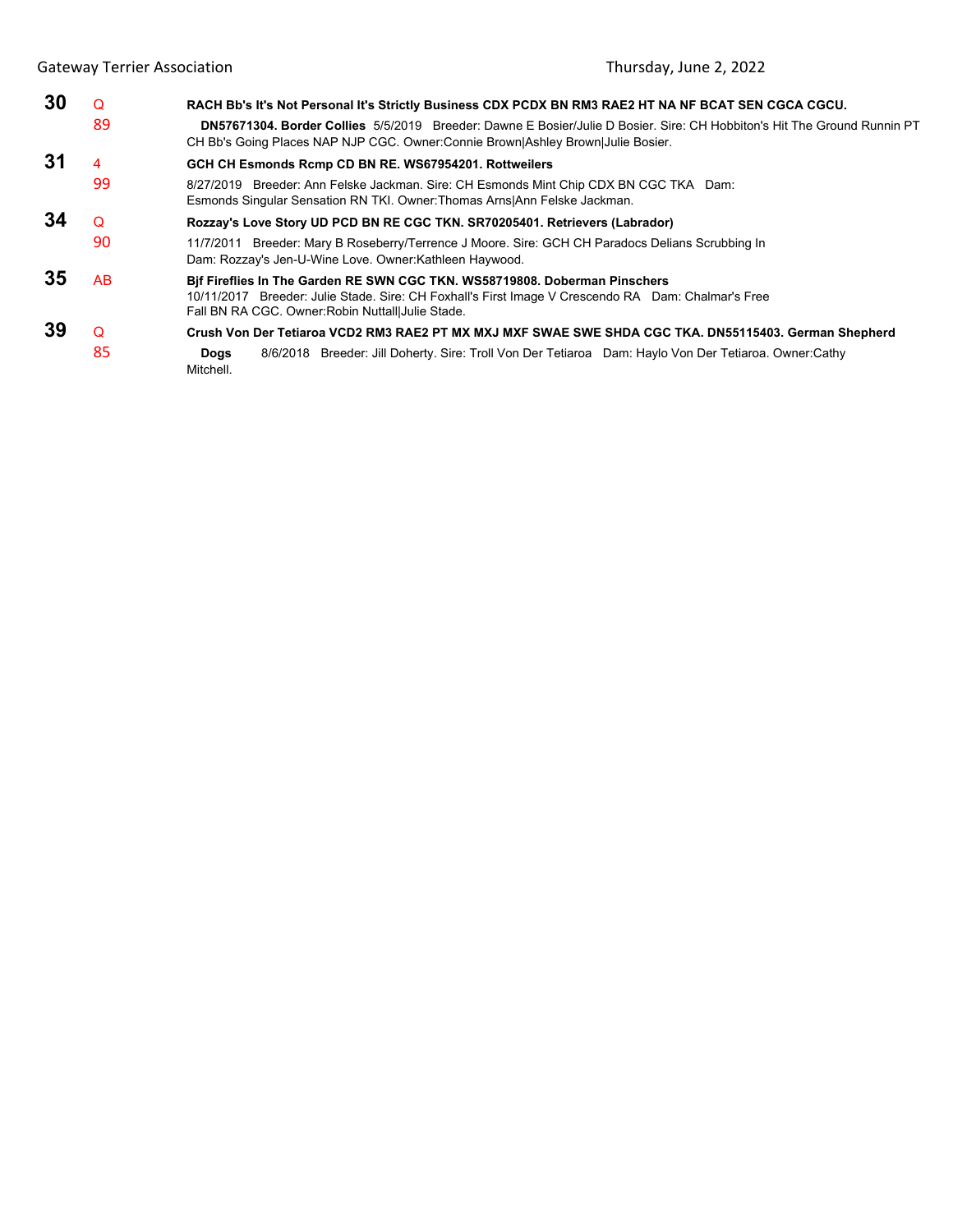**30** Q 89

**RACH Bb's It's Not Personal It's Strictly Business CDX PCDX BN RM3 RAE2 HT NA NF BCAT SEN CGCA CGCU. DN57671304. Border Collies** 5/5/2019 Breeder: Dawne E Bosier/Julie D Bosier. Sire: CH Hobbiton's Hit The Ground Runnin PT CH Bb's Going Places NAP NJP CGC. Owner:Connie Brown|Ashley Brown|Julie Bosier.

**31** 4 99

**GCH CH Esmonds Rcmp CD BN RE. WS67954201. Rottweilers**

8/27/2019 Breeder: Ann Felske Jackman. Sire: CH Esmonds Mint Chip CDX BN CGC TKA Dam: Esmonds Singular Sensation RN TKI. Owner:Thomas Arns|Ann Felske Jackman.

**34** Q 90

**Rozzay's Love Story UD PCD BN RE CGC TKN. SR70205401. Retrievers (Labrador)**

11/7/2011 Breeder: Mary B Roseberry/Terrence J Moore. Sire: GCH CH Paradocs Delians Scrubbing In Dam: Rozzay's Jen-U-Wine Love. Owner:Kathleen Haywood.

**35** AB

**Bjf Fireflies In The Garden RE SWN CGC TKN. WS58719808. Doberman Pinschers**

10/11/2017 Breeder: Julie Stade. Sire: CH Foxhall's First Image V Crescendo RA Dam: Chalmar's Free Fall BN RA CGC. Owner:Robin Nuttall|Julie Stade.

**39** Q 85

**Crush Von Der Tetiaroa VCD2 RM3 RAE2 PT MX MXJ MXF SWAE SWE SHDA CGC TKA. DN55115403. German Shepherd Dogs** 8/6/2018 Breeder: Jill Doherty. Sire: Troll Von Der Tetiaroa Dam: Haylo Von Der Tetiaroa. Owner:Cathy Mitchell.